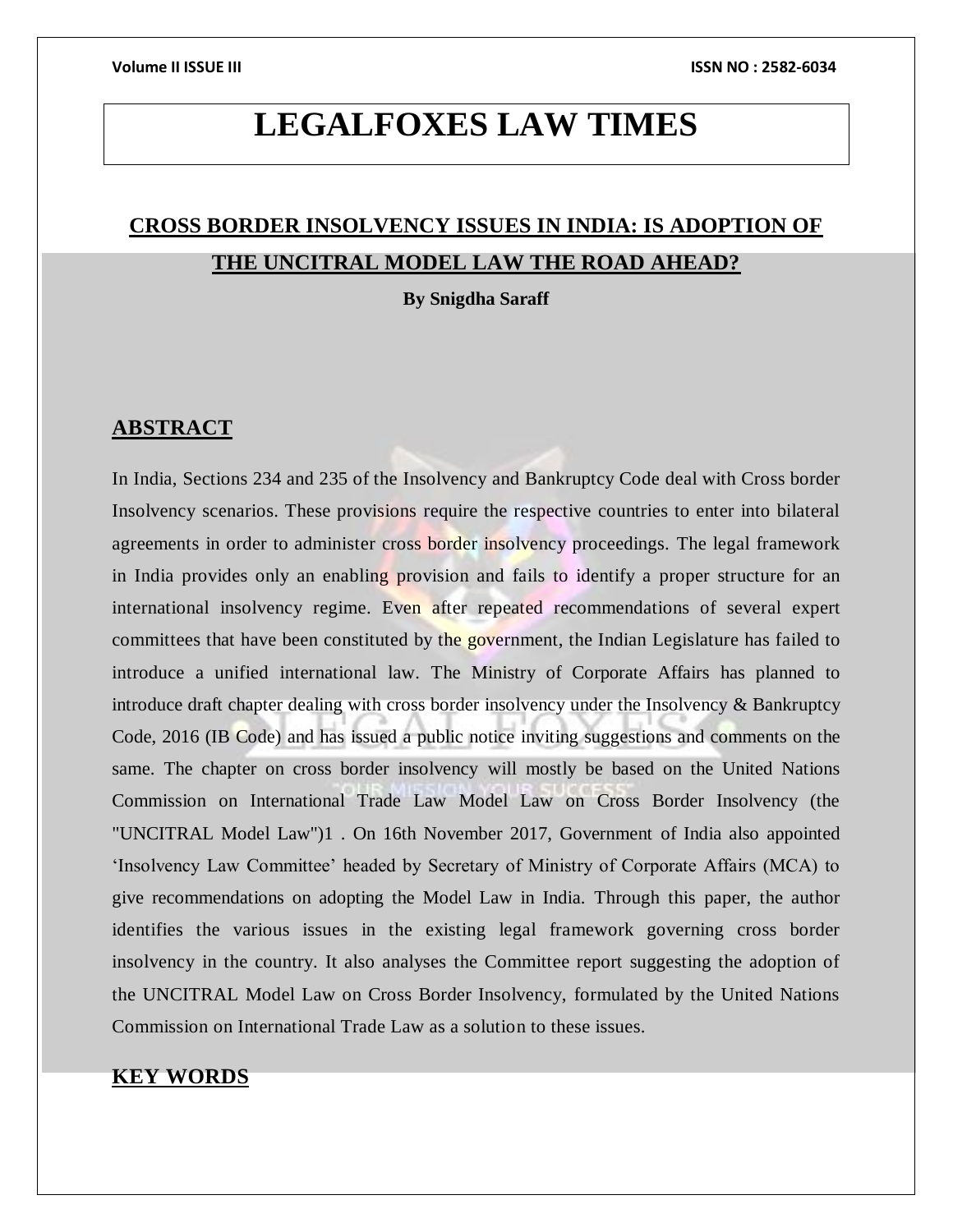# LEGALFOXES LAW TIMES

## CROSS BORDER INSOLVENCY ISSUES IN INDIA: IS ADOPTION OF THE UNCITRAL MODEL LAW THE ROAD AHEAD?

**By Snigdha Saraff**

## ABSTRACT

In India, Sections 234 and 235 of the Insolvency and Bankruptcy Code deal with Cross border Insolvency scenarios. These provisions require the respective countries to enter into bilateral agreements in order to administer cross border insolvency proceedings. The legal framework in India provides only an enabling provision and fails to identify a proper structure for an international insolvency regime. Even after repeated recommendations of several expert committees that have been constituted by the government, the Indian Legislature has failed to introduce a unified international law. The Ministry of Corporate Affairs has planned to introduce draft chapter dealing with cross border insolvency under the Insolvency & Bankruptcy Code, 2016 (IB Code) and has issued a public notice inviting suggestions and comments on the same. The chapter on cross border insolvency will mostly be based on the United Nations Commission on International Trade Law Model Law on Cross Border Insolvency (the "UNCITRAL Model Law")[1] . On 16th November 2017, Government of India also appointed 'Insolvency Law Committee' headed by Secretary of Ministry of Corporate Affairs (MCA) to give recommendations on adopting the Model Law in India. Through this paper, the author identifies the various issues in the existing legal framework governing cross border insolvency in the country. It also analyses the Committee report suggesting the adoption of the UNCITRAL Model Law on Cross Border Insolvency, formulated by the United Nations Commission on International Trade Law as a solution to these issues.

## KEY WORDS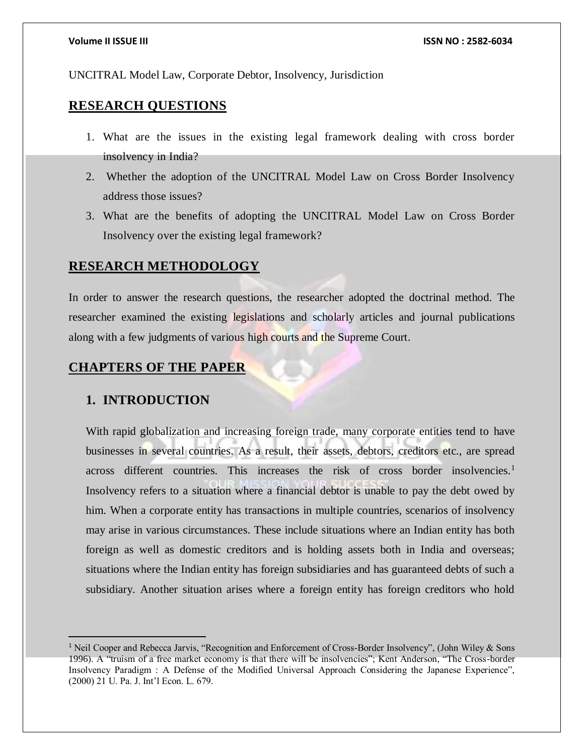UNCITRAL Model Law, Corporate Debtor, Insolvency, Jurisdiction

## RESEARCH QUESTIONS

1. What are the issues in the existing legal framework dealing with cross border insolvency in India?
2. Whether the adoption of the UNCITRAL Model Law on Cross Border Insolvency address those issues?
3. What are the benefits of adopting the UNCITRAL Model Law on Cross Border Insolvency over the existing legal framework?

## RESEARCH METHODOLOGY

In order to answer the research questions, the researcher adopted the doctrinal method. The researcher examined the existing legislations and scholarly articles and journal publications along with a few judgments of various high courts and the Supreme Court.

## CHAPTERS OF THE PAPER

### 1. INTRODUCTION

With rapid globalization and increasing foreign trade, many corporate entities tend to have businesses in several countries. As a result, their assets, debtors, creditors etc., are spread across different countries. This increases the risk of cross border insolvencies.[1] Insolvency refers to a situation where a financial debtor is unable to pay the debt owed by him. When a corporate entity has transactions in multiple countries, scenarios of insolvency may arise in various circumstances. These include situations where an Indian entity has both foreign as well as domestic creditors and is holding assets both in India and overseas; situations where the Indian entity has foreign subsidiaries and has guaranteed debts of such a subsidiary. Another situation arises where a foreign entity has foreign creditors who hold

---

[1] Neil Cooper and Rebecca Jarvis, "Recognition and Enforcement of Cross-Border Insolvency", (John Wiley & Sons 1996). A "truism of a free market economy is that there will be insolvencies"; Kent Anderson, "The Cross-border Insolvency Paradigm : A Defense of the Modified Universal Approach Considering the Japanese Experience", (2000) 21 U. Pa. J. Int'l Econ. L. 679.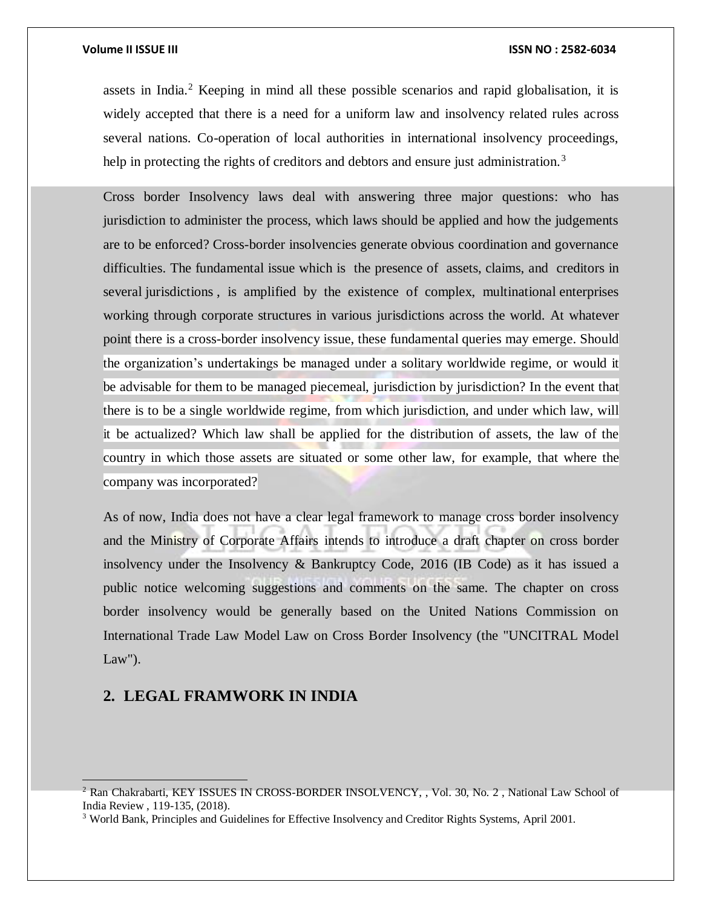assets in India.[2] Keeping in mind all these possible scenarios and rapid globalisation, it is widely accepted that there is a need for a uniform law and insolvency related rules across several nations. Co-operation of local authorities in international insolvency proceedings, help in protecting the rights of creditors and debtors and ensure just administration.[3]

Cross border Insolvency laws deal with answering three major questions: who has jurisdiction to administer the process, which laws should be applied and how the judgements are to be enforced? Cross-border insolvencies generate obvious coordination and governance difficulties. The fundamental issue which is the presence of assets, claims, and creditors in several jurisdictions , is amplified by the existence of complex, multinational enterprises working through corporate structures in various jurisdictions across the world. At whatever point there is a cross-border insolvency issue, these fundamental queries may emerge. Should the organization's undertakings be managed under a solitary worldwide regime, or would it be advisable for them to be managed piecemeal, jurisdiction by jurisdiction? In the event that there is to be a single worldwide regime, from which jurisdiction, and under which law, will it be actualized? Which law shall be applied for the distribution of assets, the law of the country in which those assets are situated or some other law, for example, that where the company was incorporated?

As of now, India does not have a clear legal framework to manage cross border insolvency and the Ministry of Corporate Affairs intends to introduce a draft chapter on cross border insolvency under the Insolvency & Bankruptcy Code, 2016 (IB Code) as it has issued a public notice welcoming suggestions and comments on the same. The chapter on cross border insolvency would be generally based on the United Nations Commission on International Trade Law Model Law on Cross Border Insolvency (the "UNCITRAL Model Law").

## 2. LEGAL FRAMWORK IN INDIA

---

[2] Ran Chakrabarti, KEY ISSUES IN CROSS-BORDER INSOLVENCY, , Vol. 30, No. 2 , National Law School of India Review , 119-135, (2018).

[3] World Bank, Principles and Guidelines for Effective Insolvency and Creditor Rights Systems, April 2001.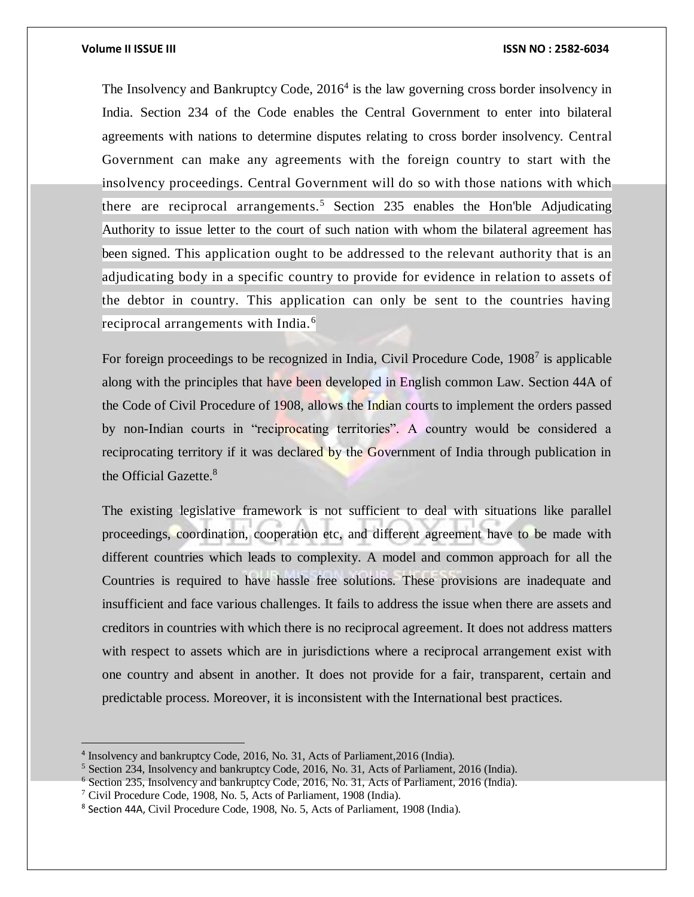The Insolvency and Bankruptcy Code, 2016[4] is the law governing cross border insolvency in India. Section 234 of the Code enables the Central Government to enter into bilateral agreements with nations to determine disputes relating to cross border insolvency. Central Government can make any agreements with the foreign country to start with the insolvency proceedings. Central Government will do so with those nations with which there are reciprocal arrangements.[5] Section 235 enables the Hon'ble Adjudicating Authority to issue letter to the court of such nation with whom the bilateral agreement has been signed. This application ought to be addressed to the relevant authority that is an adjudicating body in a specific country to provide for evidence in relation to assets of the debtor in country. This application can only be sent to the countries having reciprocal arrangements with India.[6]

For foreign proceedings to be recognized in India, Civil Procedure Code, 1908[7] is applicable along with the principles that have been developed in English common Law. Section 44A of the Code of Civil Procedure of 1908, allows the Indian courts to implement the orders passed by non-Indian courts in "reciprocating territories". A country would be considered a reciprocating territory if it was declared by the Government of India through publication in the Official Gazette.[8]

The existing legislative framework is not sufficient to deal with situations like parallel proceedings, coordination, cooperation etc, and different agreement have to be made with different countries which leads to complexity. A model and common approach for all the Countries is required to have hassle free solutions. These provisions are inadequate and insufficient and face various challenges. It fails to address the issue when there are assets and creditors in countries with which there is no reciprocal agreement. It does not address matters with respect to assets which are in jurisdictions where a reciprocal arrangement exist with one country and absent in another. It does not provide for a fair, transparent, certain and predictable process. Moreover, it is inconsistent with the International best practices.

---

[4] Insolvency and bankruptcy Code, 2016, No. 31, Acts of Parliament,2016 (India).

[5] Section 234, Insolvency and bankruptcy Code, 2016, No. 31, Acts of Parliament, 2016 (India).

[6] Section 235, Insolvency and bankruptcy Code, 2016, No. 31, Acts of Parliament, 2016 (India).

[7] Civil Procedure Code, 1908, No. 5, Acts of Parliament, 1908 (India).

[8] Section 44A, Civil Procedure Code, 1908, No. 5, Acts of Parliament, 1908 (India).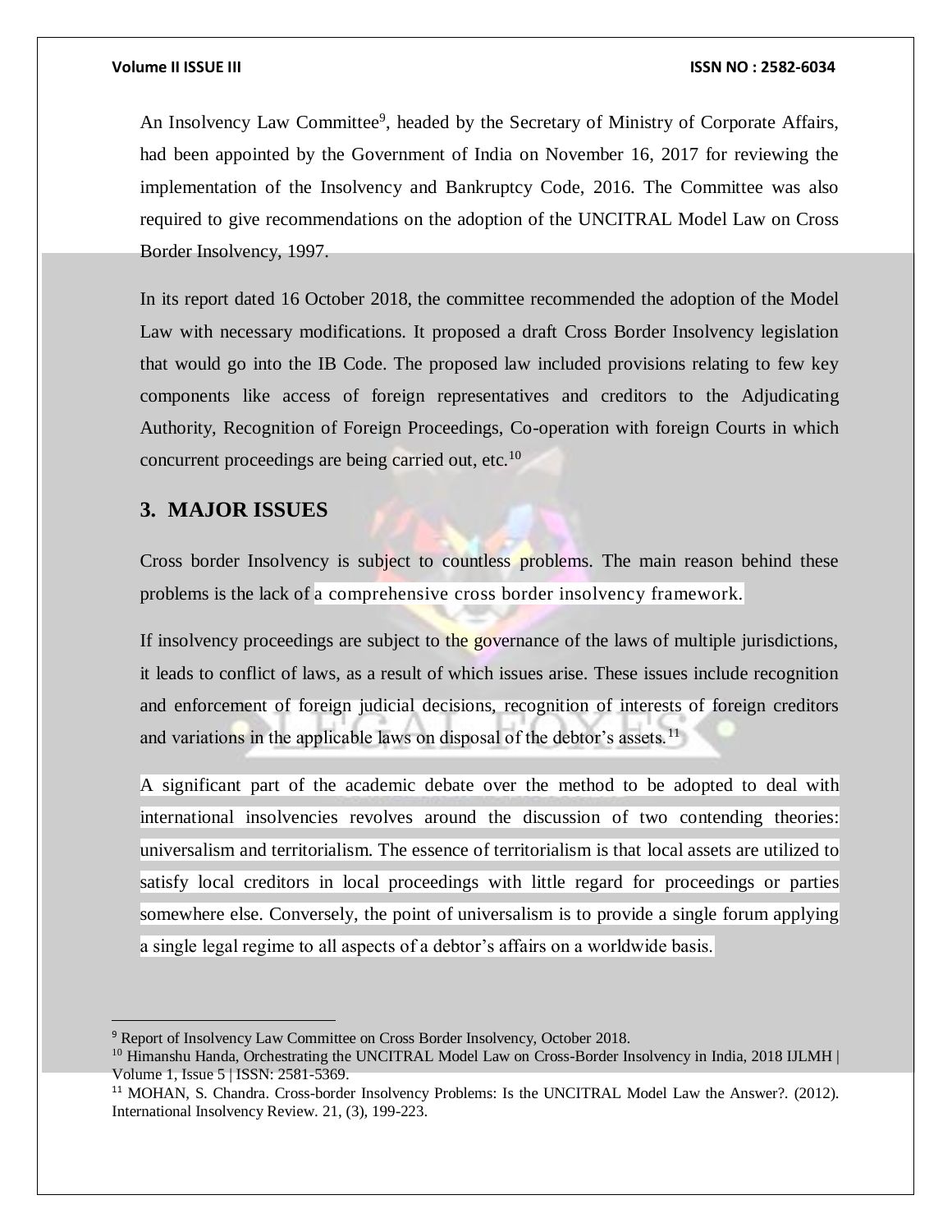An Insolvency Law Committee[9], headed by the Secretary of Ministry of Corporate Affairs, had been appointed by the Government of India on November 16, 2017 for reviewing the implementation of the Insolvency and Bankruptcy Code, 2016. The Committee was also required to give recommendations on the adoption of the UNCITRAL Model Law on Cross Border Insolvency, 1997.

In its report dated 16 October 2018, the committee recommended the adoption of the Model Law with necessary modifications. It proposed a draft Cross Border Insolvency legislation that would go into the IB Code. The proposed law included provisions relating to few key components like access of foreign representatives and creditors to the Adjudicating Authority, Recognition of Foreign Proceedings, Co-operation with foreign Courts in which concurrent proceedings are being carried out, etc.[10]

## 3. MAJOR ISSUES

Cross border Insolvency is subject to countless problems. The main reason behind these problems is the lack of a comprehensive cross border insolvency framework.

If insolvency proceedings are subject to the governance of the laws of multiple jurisdictions, it leads to conflict of laws, as a result of which issues arise. These issues include recognition and enforcement of foreign judicial decisions, recognition of interests of foreign creditors and variations in the applicable laws on disposal of the debtor's assets.[11]

A significant part of the academic debate over the method to be adopted to deal with international insolvencies revolves around the discussion of two contending theories: universalism and territorialism. The essence of territorialism is that local assets are utilized to satisfy local creditors in local proceedings with little regard for proceedings or parties somewhere else. Conversely, the point of universalism is to provide a single forum applying a single legal regime to all aspects of a debtor's affairs on a worldwide basis.

---

[9] Report of Insolvency Law Committee on Cross Border Insolvency, October 2018.

[10] Himanshu Handa, Orchestrating the UNCITRAL Model Law on Cross-Border Insolvency in India, 2018 IJLMH | Volume 1, Issue 5 | ISSN: 2581-5369.

[11] MOHAN, S. Chandra. Cross-border Insolvency Problems: Is the UNCITRAL Model Law the Answer?. (2012). International Insolvency Review. 21, (3), 199-223.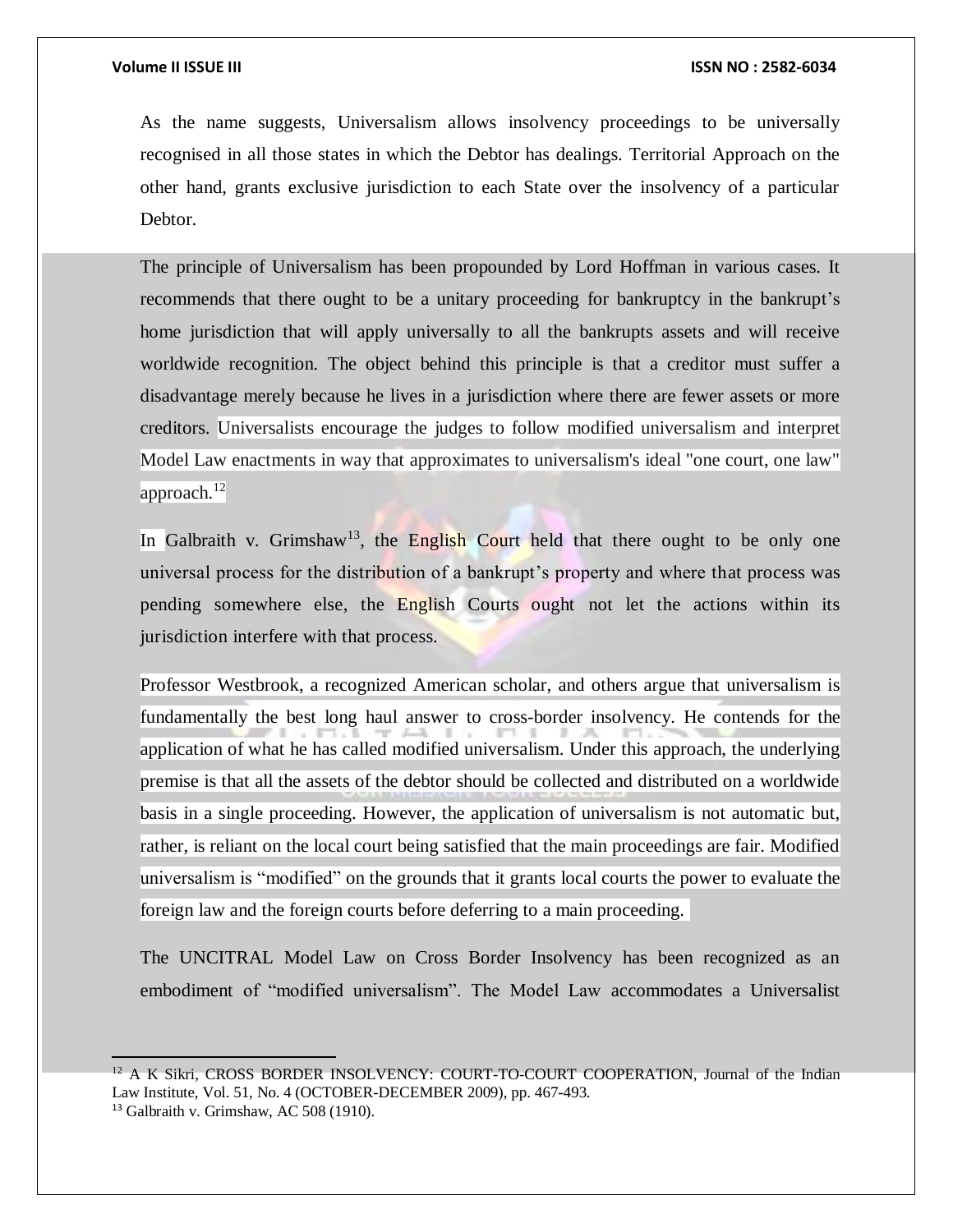As the name suggests, Universalism allows insolvency proceedings to be universally recognised in all those states in which the Debtor has dealings. Territorial Approach on the other hand, grants exclusive jurisdiction to each State over the insolvency of a particular Debtor.

The principle of Universalism has been propounded by Lord Hoffman in various cases. It recommends that there ought to be a unitary proceeding for bankruptcy in the bankrupt's home jurisdiction that will apply universally to all the bankrupts assets and will receive worldwide recognition. The object behind this principle is that a creditor must suffer a disadvantage merely because he lives in a jurisdiction where there are fewer assets or more creditors. Universalists encourage the judges to follow modified universalism and interpret Model Law enactments in way that approximates to universalism's ideal "one court, one law" approach.[12]

In Galbraith v. Grimshaw[13], the English Court held that there ought to be only one universal process for the distribution of a bankrupt's property and where that process was pending somewhere else, the English Courts ought not let the actions within its jurisdiction interfere with that process.

Professor Westbrook, a recognized American scholar, and others argue that universalism is fundamentally the best long haul answer to cross-border insolvency. He contends for the application of what he has called modified universalism. Under this approach, the underlying premise is that all the assets of the debtor should be collected and distributed on a worldwide basis in a single proceeding. However, the application of universalism is not automatic but, rather, is reliant on the local court being satisfied that the main proceedings are fair. Modified universalism is "modified" on the grounds that it grants local courts the power to evaluate the foreign law and the foreign courts before deferring to a main proceeding.

The UNCITRAL Model Law on Cross Border Insolvency has been recognized as an embodiment of "modified universalism". The Model Law accommodates a Universalist

---

[12] A K Sikri, CROSS BORDER INSOLVENCY: COURT-TO-COURT COOPERATION, Journal of the Indian Law Institute, Vol. 51, No. 4 (OCTOBER-DECEMBER 2009), pp. 467-493.

[13] Galbraith v. Grimshaw, AC 508 (1910).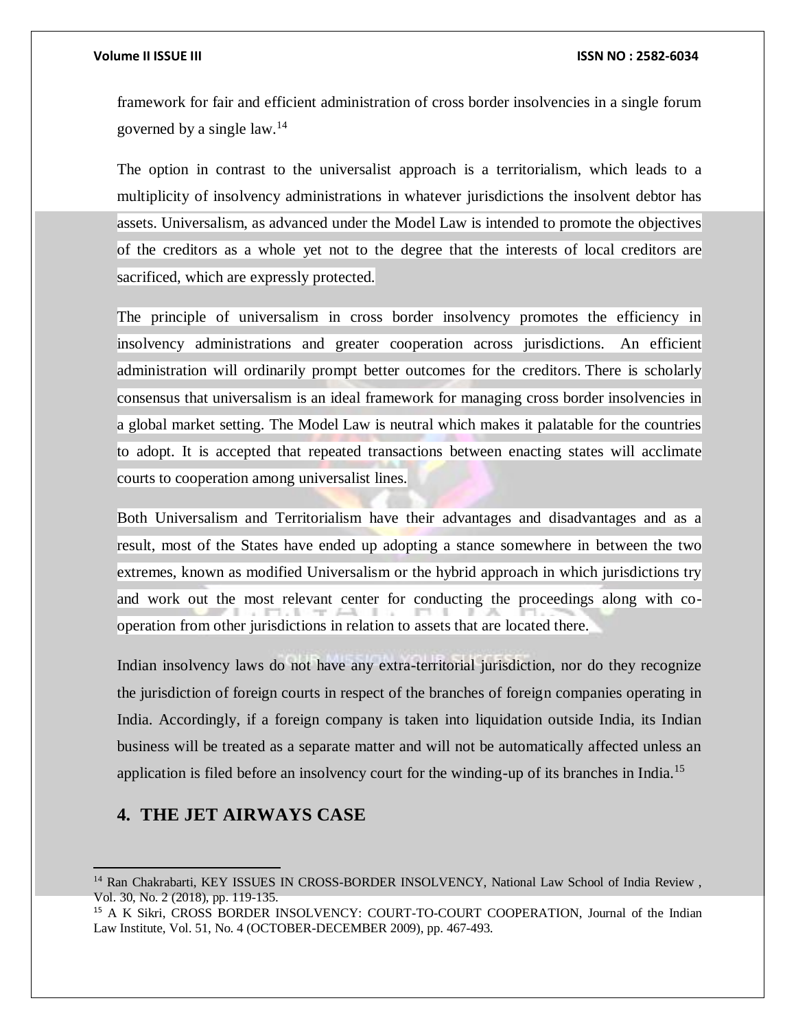framework for fair and efficient administration of cross border insolvencies in a single forum governed by a single law.[14]

The option in contrast to the universalist approach is a territorialism, which leads to a multiplicity of insolvency administrations in whatever jurisdictions the insolvent debtor has assets. Universalism, as advanced under the Model Law is intended to promote the objectives of the creditors as a whole yet not to the degree that the interests of local creditors are sacrificed, which are expressly protected.

The principle of universalism in cross border insolvency promotes the efficiency in insolvency administrations and greater cooperation across jurisdictions. An efficient administration will ordinarily prompt better outcomes for the creditors. There is scholarly consensus that universalism is an ideal framework for managing cross border insolvencies in a global market setting. The Model Law is neutral which makes it palatable for the countries to adopt. It is accepted that repeated transactions between enacting states will acclimate courts to cooperation among universalist lines.

Both Universalism and Territorialism have their advantages and disadvantages and as a result, most of the States have ended up adopting a stance somewhere in between the two extremes, known as modified Universalism or the hybrid approach in which jurisdictions try and work out the most relevant center for conducting the proceedings along with co-operation from other jurisdictions in relation to assets that are located there.

Indian insolvency laws do not have any extra-territorial jurisdiction, nor do they recognize the jurisdiction of foreign courts in respect of the branches of foreign companies operating in India. Accordingly, if a foreign company is taken into liquidation outside India, its Indian business will be treated as a separate matter and will not be automatically affected unless an application is filed before an insolvency court for the winding-up of its branches in India.[15]

## 4. THE JET AIRWAYS CASE

[14] Ran Chakrabarti, KEY ISSUES IN CROSS-BORDER INSOLVENCY, National Law School of India Review , Vol. 30, No. 2 (2018), pp. 119-135.

[15] A K Sikri, CROSS BORDER INSOLVENCY: COURT-TO-COURT COOPERATION, Journal of the Indian Law Institute, Vol. 51, No. 4 (OCTOBER-DECEMBER 2009), pp. 467-493.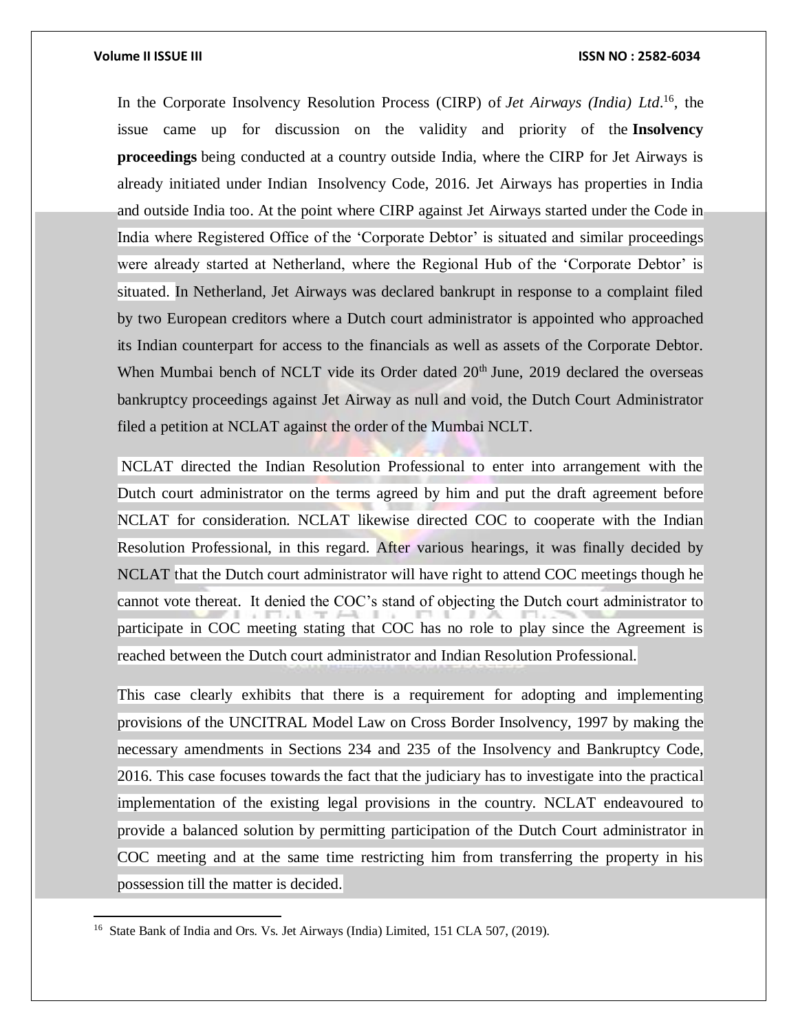In the Corporate Insolvency Resolution Process (CIRP) of *Jet Airways (India) Ltd*.[16], the issue came up for discussion on the validity and priority of the **Insolvency proceedings** being conducted at a country outside India, where the CIRP for Jet Airways is already initiated under Indian Insolvency Code, 2016. Jet Airways has properties in India and outside India too. At the point where CIRP against Jet Airways started under the Code in India where Registered Office of the 'Corporate Debtor' is situated and similar proceedings were already started at Netherland, where the Regional Hub of the 'Corporate Debtor' is situated. In Netherland, Jet Airways was declared bankrupt in response to a complaint filed by two European creditors where a Dutch court administrator is appointed who approached its Indian counterpart for access to the financials as well as assets of the Corporate Debtor. When Mumbai bench of NCLT vide its Order dated 20th June, 2019 declared the overseas bankruptcy proceedings against Jet Airway as null and void, the Dutch Court Administrator filed a petition at NCLAT against the order of the Mumbai NCLT.

NCLAT directed the Indian Resolution Professional to enter into arrangement with the Dutch court administrator on the terms agreed by him and put the draft agreement before NCLAT for consideration. NCLAT likewise directed COC to cooperate with the Indian Resolution Professional, in this regard. After various hearings, it was finally decided by NCLAT that the Dutch court administrator will have right to attend COC meetings though he cannot vote thereat. It denied the COC's stand of objecting the Dutch court administrator to participate in COC meeting stating that COC has no role to play since the Agreement is reached between the Dutch court administrator and Indian Resolution Professional.

This case clearly exhibits that there is a requirement for adopting and implementing provisions of the UNCITRAL Model Law on Cross Border Insolvency, 1997 by making the necessary amendments in Sections 234 and 235 of the Insolvency and Bankruptcy Code, 2016. This case focuses towards the fact that the judiciary has to investigate into the practical implementation of the existing legal provisions in the country. NCLAT endeavoured to provide a balanced solution by permitting participation of the Dutch Court administrator in COC meeting and at the same time restricting him from transferring the property in his possession till the matter is decided.

[16] State Bank of India and Ors. Vs. Jet Airways (India) Limited, 151 CLA 507, (2019).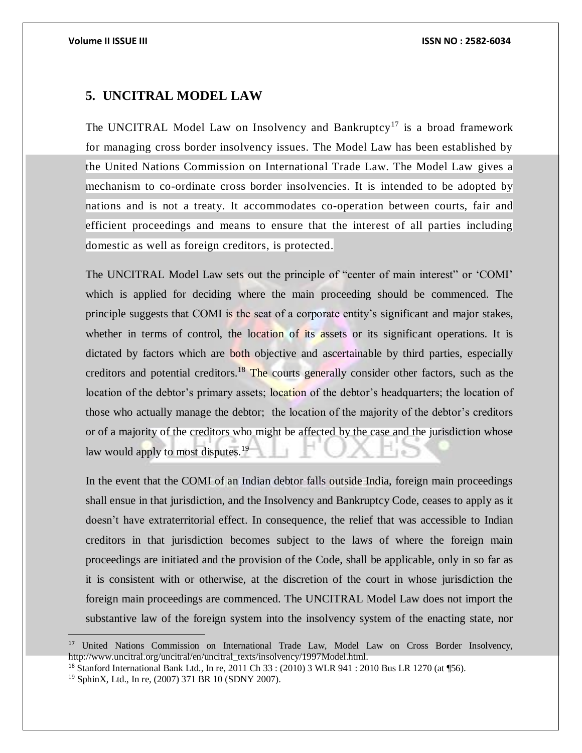## 5. UNCITRAL MODEL LAW

The UNCITRAL Model Law on Insolvency and Bankruptcy[17] is a broad framework for managing cross border insolvency issues. The Model Law has been established by the United Nations Commission on International Trade Law. The Model Law gives a mechanism to co-ordinate cross border insolvencies. It is intended to be adopted by nations and is not a treaty. It accommodates co-operation between courts, fair and efficient proceedings and means to ensure that the interest of all parties including domestic as well as foreign creditors, is protected.

The UNCITRAL Model Law sets out the principle of "center of main interest" or 'COMI' which is applied for deciding where the main proceeding should be commenced. The principle suggests that COMI is the seat of a corporate entity's significant and major stakes, whether in terms of control, the location of its assets or its significant operations. It is dictated by factors which are both objective and ascertainable by third parties, especially creditors and potential creditors.[18] The courts generally consider other factors, such as the location of the debtor's primary assets; location of the debtor's headquarters; the location of those who actually manage the debtor; the location of the majority of the debtor's creditors or of a majority of the creditors who might be affected by the case and the jurisdiction whose law would apply to most disputes.[19]

In the event that the COMI of an Indian debtor falls outside India, foreign main proceedings shall ensue in that jurisdiction, and the Insolvency and Bankruptcy Code, ceases to apply as it doesn't have extraterritorial effect. In consequence, the relief that was accessible to Indian creditors in that jurisdiction becomes subject to the laws of where the foreign main proceedings are initiated and the provision of the Code, shall be applicable, only in so far as it is consistent with or otherwise, at the discretion of the court in whose jurisdiction the foreign main proceedings are commenced. The UNCITRAL Model Law does not import the substantive law of the foreign system into the insolvency system of the enacting state, nor

---

[17] United Nations Commission on International Trade Law, Model Law on Cross Border Insolvency, http://www.uncitral.org/uncitral/en/uncitral_texts/insolvency/1997Model.html.

[18] Stanford International Bank Ltd., In re, 2011 Ch 33 : (2010) 3 WLR 941 : 2010 Bus LR 1270 (at ¶56).

[19] SphinX, Ltd., In re, (2007) 371 BR 10 (SDNY 2007).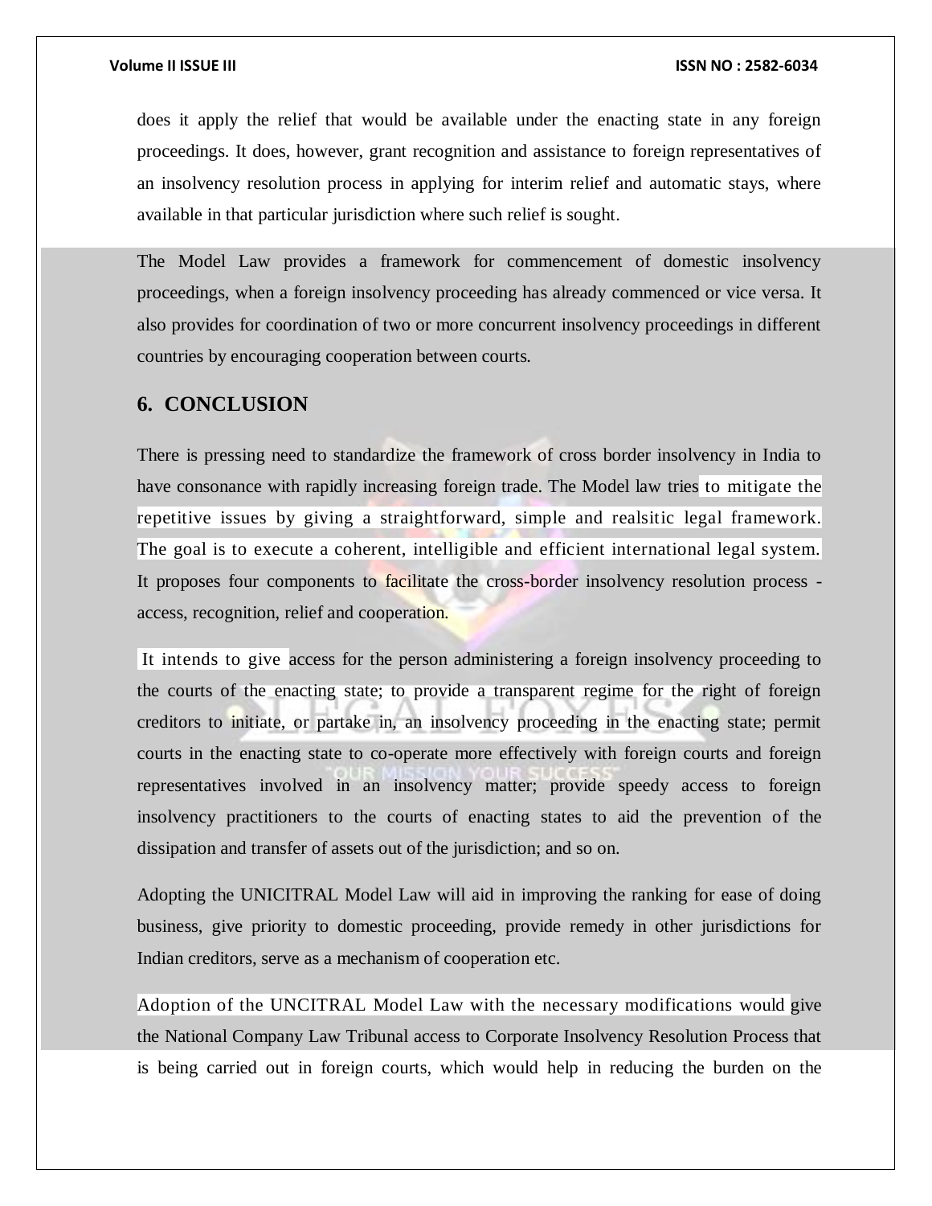does it apply the relief that would be available under the enacting state in any foreign proceedings. It does, however, grant recognition and assistance to foreign representatives of an insolvency resolution process in applying for interim relief and automatic stays, where available in that particular jurisdiction where such relief is sought.

The Model Law provides a framework for commencement of domestic insolvency proceedings, when a foreign insolvency proceeding has already commenced or vice versa. It also provides for coordination of two or more concurrent insolvency proceedings in different countries by encouraging cooperation between courts.

## 6. CONCLUSION

There is pressing need to standardize the framework of cross border insolvency in India to have consonance with rapidly increasing foreign trade. The Model law tries to mitigate the repetitive issues by giving a straightforward, simple and realsitic legal framework. The goal is to execute a coherent, intelligible and efficient international legal system. It proposes four components to facilitate the cross-border insolvency resolution process - access, recognition, relief and cooperation.

It intends to give access for the person administering a foreign insolvency proceeding to the courts of the enacting state; to provide a transparent regime for the right of foreign creditors to initiate, or partake in, an insolvency proceeding in the enacting state; permit courts in the enacting state to co-operate more effectively with foreign courts and foreign representatives involved in an insolvency matter; provide speedy access to foreign insolvency practitioners to the courts of enacting states to aid the prevention of the dissipation and transfer of assets out of the jurisdiction; and so on.

Adopting the UNICITRAL Model Law will aid in improving the ranking for ease of doing business, give priority to domestic proceeding, provide remedy in other jurisdictions for Indian creditors, serve as a mechanism of cooperation etc.

Adoption of the UNCITRAL Model Law with the necessary modifications would give the National Company Law Tribunal access to Corporate Insolvency Resolution Process that is being carried out in foreign courts, which would help in reducing the burden on the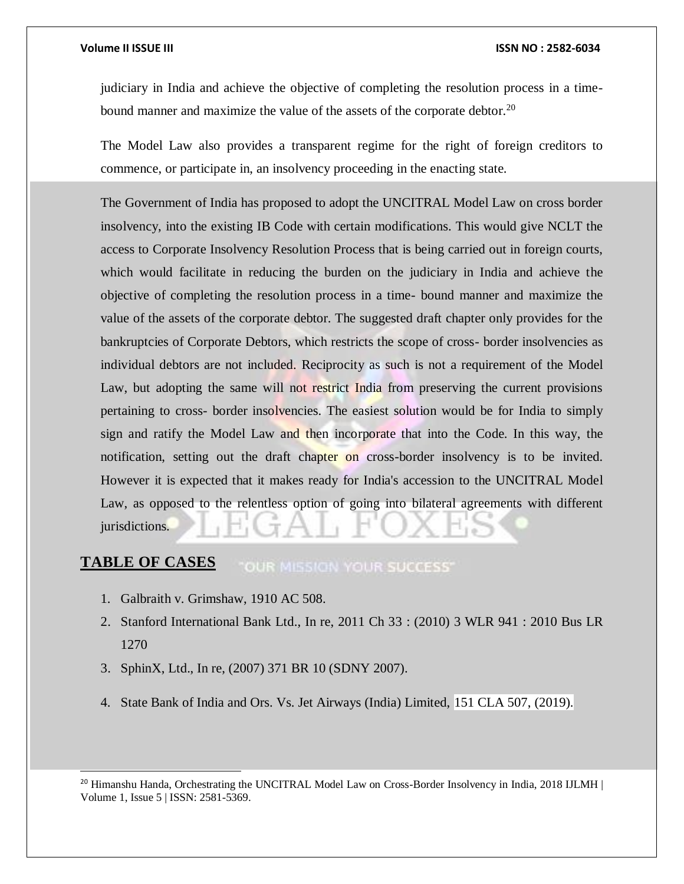judiciary in India and achieve the objective of completing the resolution process in a time-bound manner and maximize the value of the assets of the corporate debtor.[20]

The Model Law also provides a transparent regime for the right of foreign creditors to commence, or participate in, an insolvency proceeding in the enacting state.

The Government of India has proposed to adopt the UNCITRAL Model Law on cross border insolvency, into the existing IB Code with certain modifications. This would give NCLT the access to Corporate Insolvency Resolution Process that is being carried out in foreign courts, which would facilitate in reducing the burden on the judiciary in India and achieve the objective of completing the resolution process in a time- bound manner and maximize the value of the assets of the corporate debtor. The suggested draft chapter only provides for the bankruptcies of Corporate Debtors, which restricts the scope of cross- border insolvencies as individual debtors are not included. Reciprocity as such is not a requirement of the Model Law, but adopting the same will not restrict India from preserving the current provisions pertaining to cross- border insolvencies. The easiest solution would be for India to simply sign and ratify the Model Law and then incorporate that into the Code. In this way, the notification, setting out the draft chapter on cross-border insolvency is to be invited. However it is expected that it makes ready for India's accession to the UNCITRAL Model Law, as opposed to the relentless option of going into bilateral agreements with different jurisdictions.

## TABLE OF CASES

1. Galbraith v. Grimshaw, 1910 AC 508.
2. Stanford International Bank Ltd., In re, 2011 Ch 33 : (2010) 3 WLR 941 : 2010 Bus LR 1270
3. SphinX, Ltd., In re, (2007) 371 BR 10 (SDNY 2007).
4. State Bank of India and Ors. Vs. Jet Airways (India) Limited, 151 CLA 507, (2019).

---

[20] Himanshu Handa, Orchestrating the UNCITRAL Model Law on Cross-Border Insolvency in India, 2018 IJLMH | Volume 1, Issue 5 | ISSN: 2581-5369.